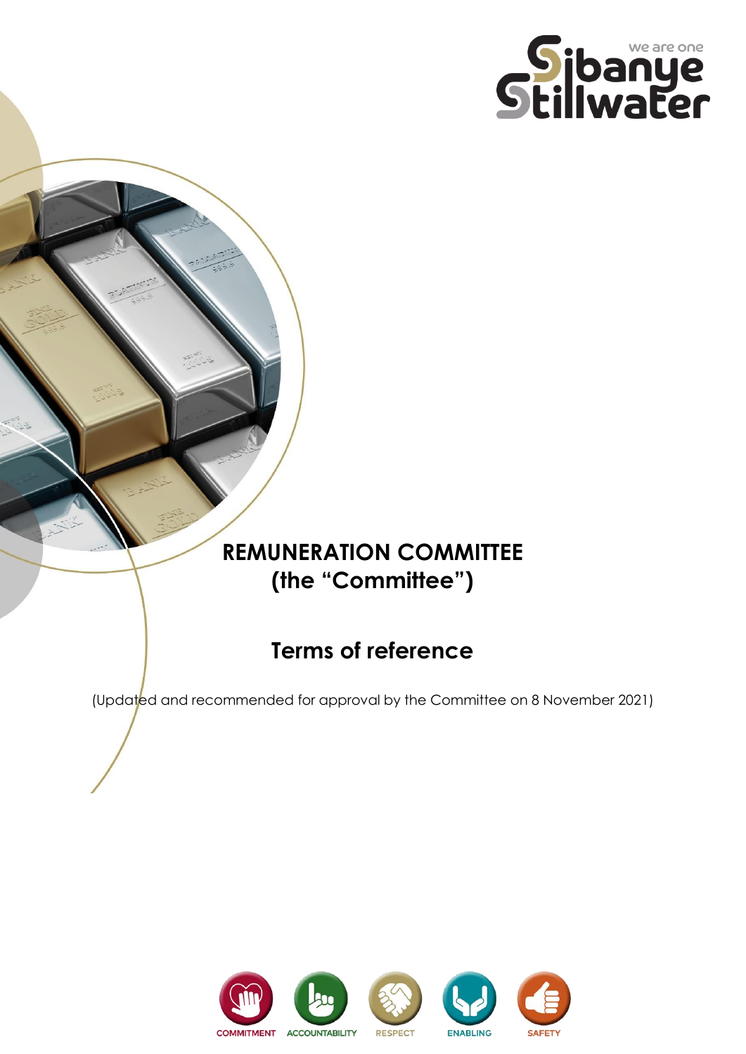# REMUNERATION COMMITTEE (the "Committee")

## Terms of reference

(Updated and recommended for approval by the Committee on 8 November 2021)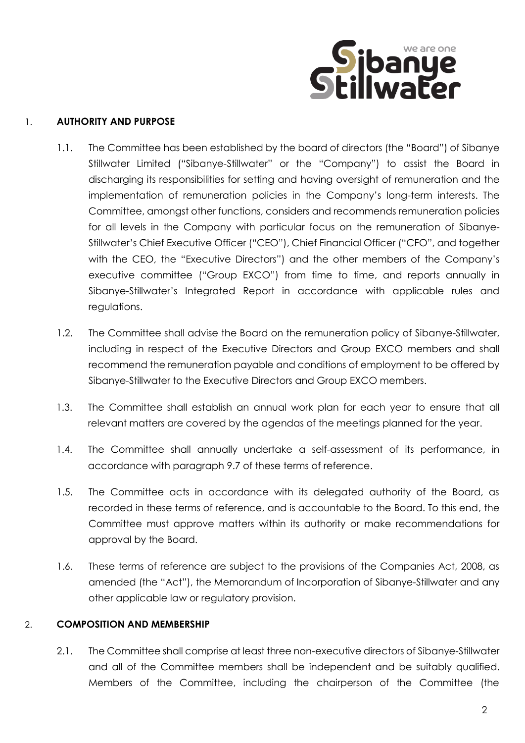1. **AUTHORITY AND PURPOSE**

1.1. The Committee has been established by the board of directors (the "Board") of Sibanye Stillwater Limited ("Sibanye-Stillwater" or the "Company") to assist the Board in discharging its responsibilities for setting and having oversight of remuneration and the implementation of remuneration policies in the Company's long-term interests. The Committee, amongst other functions, considers and recommends remuneration policies for all levels in the Company with particular focus on the remuneration of Sibanye-Stillwater's Chief Executive Officer ("CEO"), Chief Financial Officer ("CFO", and together with the CEO, the "Executive Directors") and the other members of the Company's executive committee ("Group EXCO") from time to time, and reports annually in Sibanye-Stillwater's Integrated Report in accordance with applicable rules and regulations.

1.2. The Committee shall advise the Board on the remuneration policy of Sibanye-Stillwater, including in respect of the Executive Directors and Group EXCO members and shall recommend the remuneration payable and conditions of employment to be offered by Sibanye-Stillwater to the Executive Directors and Group EXCO members.

1.3. The Committee shall establish an annual work plan for each year to ensure that all relevant matters are covered by the agendas of the meetings planned for the year.

1.4. The Committee shall annually undertake a self-assessment of its performance, in accordance with paragraph 9.7 of these terms of reference.

1.5. The Committee acts in accordance with its delegated authority of the Board, as recorded in these terms of reference, and is accountable to the Board. To this end, the Committee must approve matters within its authority or make recommendations for approval by the Board.

1.6. These terms of reference are subject to the provisions of the Companies Act, 2008, as amended (the "Act"), the Memorandum of Incorporation of Sibanye-Stillwater and any other applicable law or regulatory provision.

2. **COMPOSITION AND MEMBERSHIP**

2.1. The Committee shall comprise at least three non-executive directors of Sibanye-Stillwater and all of the Committee members shall be independent and be suitably qualified. Members of the Committee, including the chairperson of the Committee (the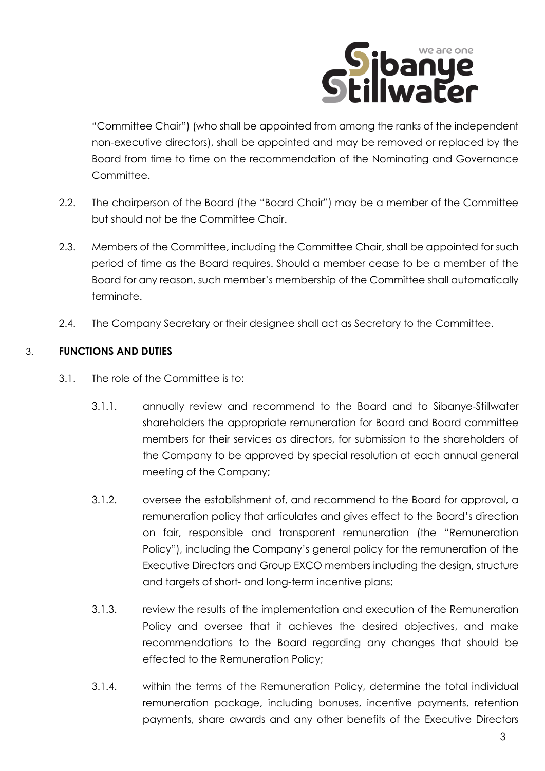"Committee Chair") (who shall be appointed from among the ranks of the independent non-executive directors), shall be appointed and may be removed or replaced by the Board from time to time on the recommendation of the Nominating and Governance Committee.

2.2. The chairperson of the Board (the "Board Chair") may be a member of the Committee but should not be the Committee Chair.

2.3. Members of the Committee, including the Committee Chair, shall be appointed for such period of time as the Board requires. Should a member cease to be a member of the Board for any reason, such member's membership of the Committee shall automatically terminate.

2.4. The Company Secretary or their designee shall act as Secretary to the Committee.

3. **FUNCTIONS AND DUTIES**

3.1. The role of the Committee is to:

3.1.1. annually review and recommend to the Board and to Sibanye-Stillwater shareholders the appropriate remuneration for Board and Board committee members for their services as directors, for submission to the shareholders of the Company to be approved by special resolution at each annual general meeting of the Company;

3.1.2. oversee the establishment of, and recommend to the Board for approval, a remuneration policy that articulates and gives effect to the Board's direction on fair, responsible and transparent remuneration (the "Remuneration Policy"), including the Company's general policy for the remuneration of the Executive Directors and Group EXCO members including the design, structure and targets of short- and long-term incentive plans;

3.1.3. review the results of the implementation and execution of the Remuneration Policy and oversee that it achieves the desired objectives, and make recommendations to the Board regarding any changes that should be effected to the Remuneration Policy;

3.1.4. within the terms of the Remuneration Policy, determine the total individual remuneration package, including bonuses, incentive payments, retention payments, share awards and any other benefits of the Executive Directors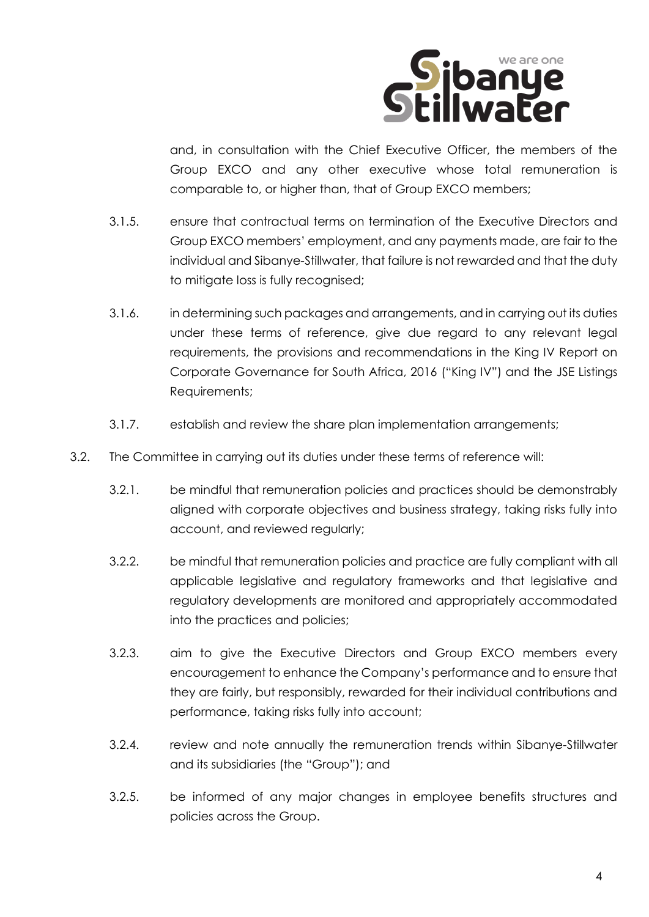and, in consultation with the Chief Executive Officer, the members of the Group EXCO and any other executive whose total remuneration is comparable to, or higher than, that of Group EXCO members;

3.1.5. ensure that contractual terms on termination of the Executive Directors and Group EXCO members' employment, and any payments made, are fair to the individual and Sibanye-Stillwater, that failure is not rewarded and that the duty to mitigate loss is fully recognised;

3.1.6. in determining such packages and arrangements, and in carrying out its duties under these terms of reference, give due regard to any relevant legal requirements, the provisions and recommendations in the King IV Report on Corporate Governance for South Africa, 2016 ("King IV") and the JSE Listings Requirements;

3.1.7. establish and review the share plan implementation arrangements;

3.2. The Committee in carrying out its duties under these terms of reference will:

3.2.1. be mindful that remuneration policies and practices should be demonstrably aligned with corporate objectives and business strategy, taking risks fully into account, and reviewed regularly;

3.2.2. be mindful that remuneration policies and practice are fully compliant with all applicable legislative and regulatory frameworks and that legislative and regulatory developments are monitored and appropriately accommodated into the practices and policies;

3.2.3. aim to give the Executive Directors and Group EXCO members every encouragement to enhance the Company's performance and to ensure that they are fairly, but responsibly, rewarded for their individual contributions and performance, taking risks fully into account;

3.2.4. review and note annually the remuneration trends within Sibanye-Stillwater and its subsidiaries (the "Group"); and

3.2.5. be informed of any major changes in employee benefits structures and policies across the Group.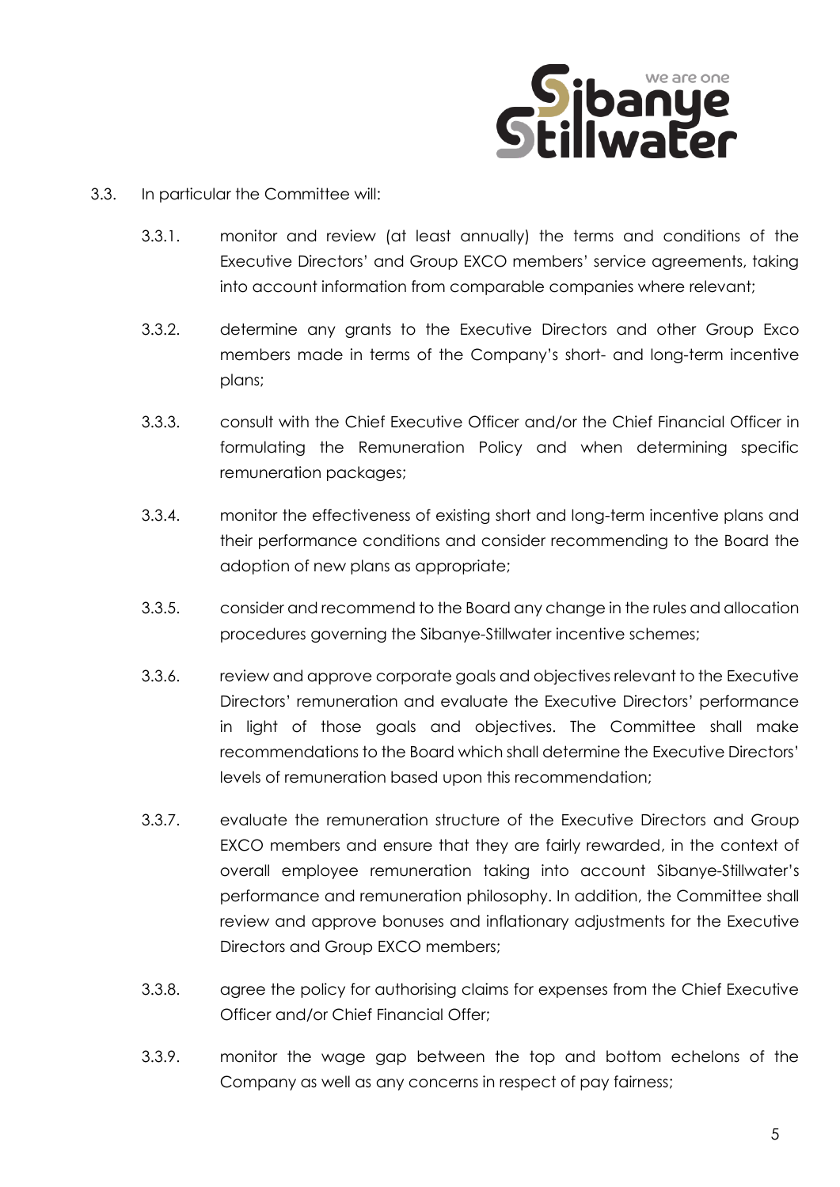3.3. In particular the Committee will:

3.3.1. monitor and review (at least annually) the terms and conditions of the Executive Directors' and Group EXCO members' service agreements, taking into account information from comparable companies where relevant;

3.3.2. determine any grants to the Executive Directors and other Group Exco members made in terms of the Company's short- and long-term incentive plans;

3.3.3. consult with the Chief Executive Officer and/or the Chief Financial Officer in formulating the Remuneration Policy and when determining specific remuneration packages;

3.3.4. monitor the effectiveness of existing short and long-term incentive plans and their performance conditions and consider recommending to the Board the adoption of new plans as appropriate;

3.3.5. consider and recommend to the Board any change in the rules and allocation procedures governing the Sibanye-Stillwater incentive schemes;

3.3.6. review and approve corporate goals and objectives relevant to the Executive Directors' remuneration and evaluate the Executive Directors' performance in light of those goals and objectives. The Committee shall make recommendations to the Board which shall determine the Executive Directors' levels of remuneration based upon this recommendation;

3.3.7. evaluate the remuneration structure of the Executive Directors and Group EXCO members and ensure that they are fairly rewarded, in the context of overall employee remuneration taking into account Sibanye-Stillwater's performance and remuneration philosophy. In addition, the Committee shall review and approve bonuses and inflationary adjustments for the Executive Directors and Group EXCO members;

3.3.8. agree the policy for authorising claims for expenses from the Chief Executive Officer and/or Chief Financial Offer;

3.3.9. monitor the wage gap between the top and bottom echelons of the Company as well as any concerns in respect of pay fairness;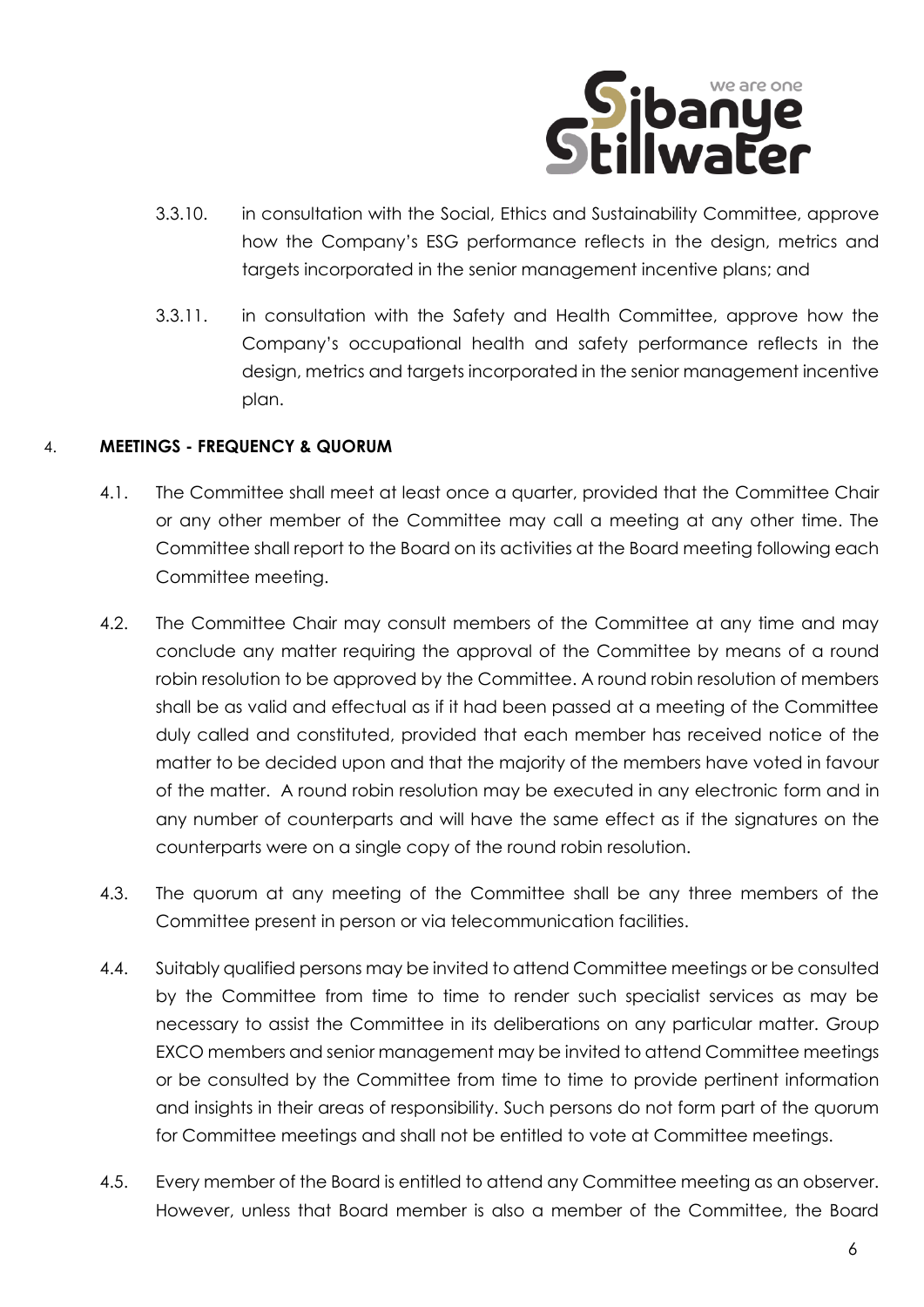3.3.10. in consultation with the Social, Ethics and Sustainability Committee, approve how the Company's ESG performance reflects in the design, metrics and targets incorporated in the senior management incentive plans; and

3.3.11. in consultation with the Safety and Health Committee, approve how the Company's occupational health and safety performance reflects in the design, metrics and targets incorporated in the senior management incentive plan.

## 4. **MEETINGS - FREQUENCY & QUORUM**

4.1. The Committee shall meet at least once a quarter, provided that the Committee Chair or any other member of the Committee may call a meeting at any other time. The Committee shall report to the Board on its activities at the Board meeting following each Committee meeting.

4.2. The Committee Chair may consult members of the Committee at any time and may conclude any matter requiring the approval of the Committee by means of a round robin resolution to be approved by the Committee. A round robin resolution of members shall be as valid and effectual as if it had been passed at a meeting of the Committee duly called and constituted, provided that each member has received notice of the matter to be decided upon and that the majority of the members have voted in favour of the matter. A round robin resolution may be executed in any electronic form and in any number of counterparts and will have the same effect as if the signatures on the counterparts were on a single copy of the round robin resolution.

4.3. The quorum at any meeting of the Committee shall be any three members of the Committee present in person or via telecommunication facilities.

4.4. Suitably qualified persons may be invited to attend Committee meetings or be consulted by the Committee from time to time to render such specialist services as may be necessary to assist the Committee in its deliberations on any particular matter. Group EXCO members and senior management may be invited to attend Committee meetings or be consulted by the Committee from time to time to provide pertinent information and insights in their areas of responsibility. Such persons do not form part of the quorum for Committee meetings and shall not be entitled to vote at Committee meetings.

4.5. Every member of the Board is entitled to attend any Committee meeting as an observer. However, unless that Board member is also a member of the Committee, the Board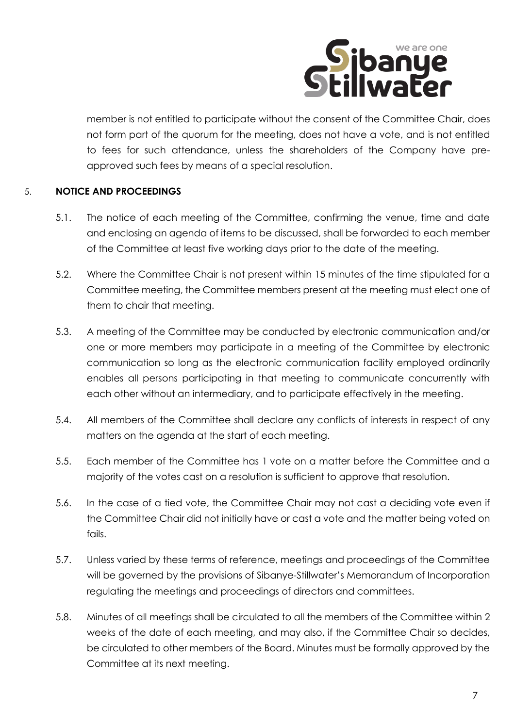member is not entitled to participate without the consent of the Committee Chair, does not form part of the quorum for the meeting, does not have a vote, and is not entitled to fees for such attendance, unless the shareholders of the Company have pre-approved such fees by means of a special resolution.

5. **NOTICE AND PROCEEDINGS**

5.1. The notice of each meeting of the Committee, confirming the venue, time and date and enclosing an agenda of items to be discussed, shall be forwarded to each member of the Committee at least five working days prior to the date of the meeting.

5.2. Where the Committee Chair is not present within 15 minutes of the time stipulated for a Committee meeting, the Committee members present at the meeting must elect one of them to chair that meeting.

5.3. A meeting of the Committee may be conducted by electronic communication and/or one or more members may participate in a meeting of the Committee by electronic communication so long as the electronic communication facility employed ordinarily enables all persons participating in that meeting to communicate concurrently with each other without an intermediary, and to participate effectively in the meeting.

5.4. All members of the Committee shall declare any conflicts of interests in respect of any matters on the agenda at the start of each meeting.

5.5. Each member of the Committee has 1 vote on a matter before the Committee and a majority of the votes cast on a resolution is sufficient to approve that resolution.

5.6. In the case of a tied vote, the Committee Chair may not cast a deciding vote even if the Committee Chair did not initially have or cast a vote and the matter being voted on fails.

5.7. Unless varied by these terms of reference, meetings and proceedings of the Committee will be governed by the provisions of Sibanye-Stillwater's Memorandum of Incorporation regulating the meetings and proceedings of directors and committees.

5.8. Minutes of all meetings shall be circulated to all the members of the Committee within 2 weeks of the date of each meeting, and may also, if the Committee Chair so decides, be circulated to other members of the Board. Minutes must be formally approved by the Committee at its next meeting.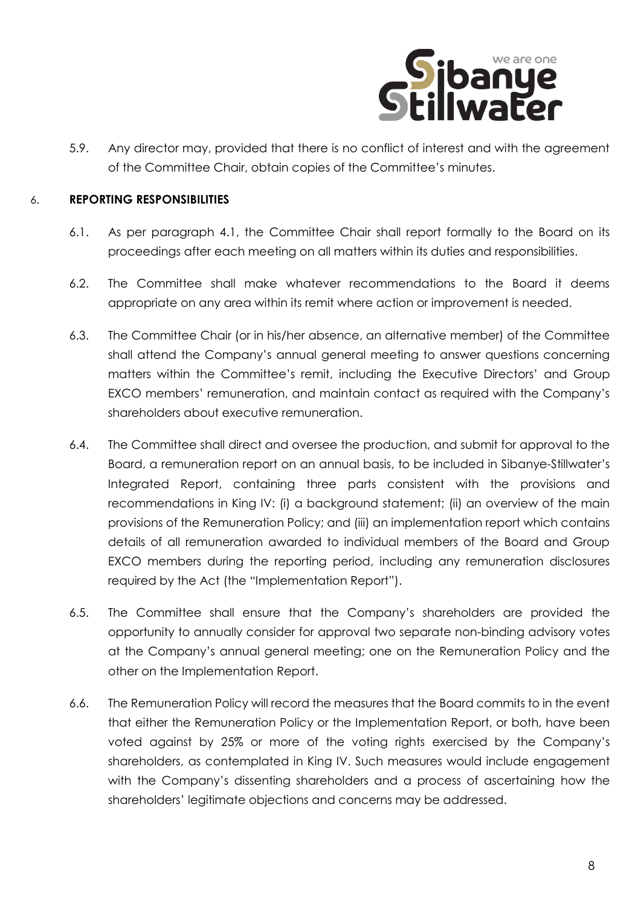5.9. Any director may, provided that there is no conflict of interest and with the agreement of the Committee Chair, obtain copies of the Committee's minutes.

## 6. REPORTING RESPONSIBILITIES

6.1. As per paragraph 4.1, the Committee Chair shall report formally to the Board on its proceedings after each meeting on all matters within its duties and responsibilities.

6.2. The Committee shall make whatever recommendations to the Board it deems appropriate on any area within its remit where action or improvement is needed.

6.3. The Committee Chair (or in his/her absence, an alternative member) of the Committee shall attend the Company's annual general meeting to answer questions concerning matters within the Committee's remit, including the Executive Directors' and Group EXCO members' remuneration, and maintain contact as required with the Company's shareholders about executive remuneration.

6.4. The Committee shall direct and oversee the production, and submit for approval to the Board, a remuneration report on an annual basis, to be included in Sibanye-Stillwater's Integrated Report, containing three parts consistent with the provisions and recommendations in King IV: (i) a background statement; (ii) an overview of the main provisions of the Remuneration Policy; and (iii) an implementation report which contains details of all remuneration awarded to individual members of the Board and Group EXCO members during the reporting period, including any remuneration disclosures required by the Act (the "Implementation Report").

6.5. The Committee shall ensure that the Company's shareholders are provided the opportunity to annually consider for approval two separate non-binding advisory votes at the Company's annual general meeting; one on the Remuneration Policy and the other on the Implementation Report.

6.6. The Remuneration Policy will record the measures that the Board commits to in the event that either the Remuneration Policy or the Implementation Report, or both, have been voted against by 25% or more of the voting rights exercised by the Company's shareholders, as contemplated in King IV. Such measures would include engagement with the Company's dissenting shareholders and a process of ascertaining how the shareholders' legitimate objections and concerns may be addressed.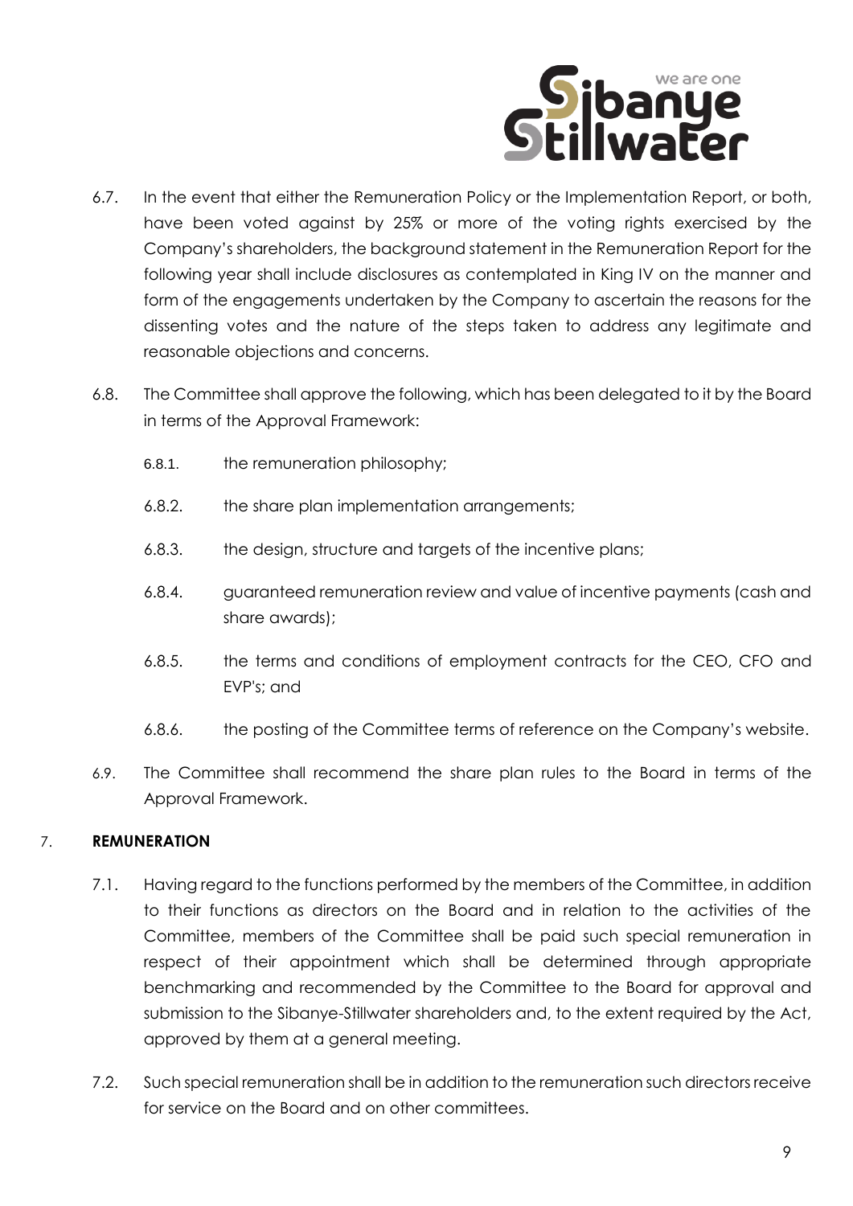6.7. In the event that either the Remuneration Policy or the Implementation Report, or both, have been voted against by 25% or more of the voting rights exercised by the Company's shareholders, the background statement in the Remuneration Report for the following year shall include disclosures as contemplated in King IV on the manner and form of the engagements undertaken by the Company to ascertain the reasons for the dissenting votes and the nature of the steps taken to address any legitimate and reasonable objections and concerns.

6.8. The Committee shall approve the following, which has been delegated to it by the Board in terms of the Approval Framework:

6.8.1. the remuneration philosophy;

6.8.2. the share plan implementation arrangements;

6.8.3. the design, structure and targets of the incentive plans;

6.8.4. guaranteed remuneration review and value of incentive payments (cash and share awards);

6.8.5. the terms and conditions of employment contracts for the CEO, CFO and EVP's; and

6.8.6. the posting of the Committee terms of reference on the Company's website.

6.9. The Committee shall recommend the share plan rules to the Board in terms of the Approval Framework.

7. **REMUNERATION**

7.1. Having regard to the functions performed by the members of the Committee, in addition to their functions as directors on the Board and in relation to the activities of the Committee, members of the Committee shall be paid such special remuneration in respect of their appointment which shall be determined through appropriate benchmarking and recommended by the Committee to the Board for approval and submission to the Sibanye-Stillwater shareholders and, to the extent required by the Act, approved by them at a general meeting.

7.2. Such special remuneration shall be in addition to the remuneration such directors receive for service on the Board and on other committees.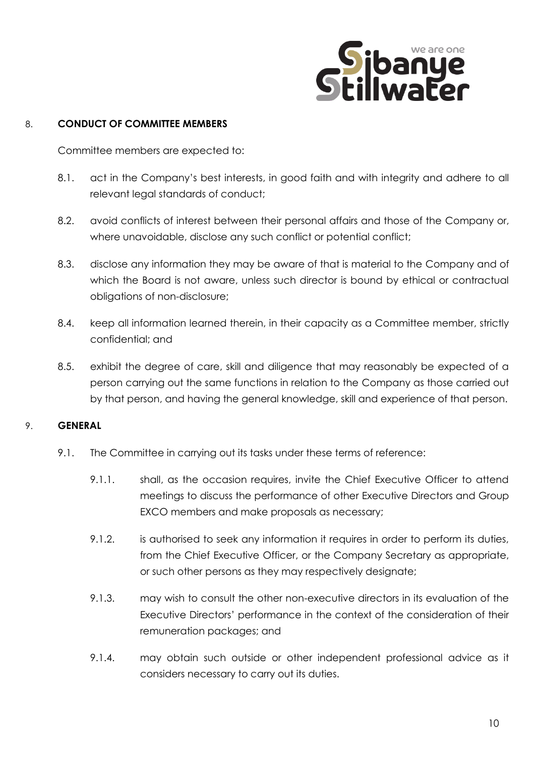## 8. CONDUCT OF COMMITTEE MEMBERS

Committee members are expected to:

8.1. act in the Company's best interests, in good faith and with integrity and adhere to all relevant legal standards of conduct;

8.2. avoid conflicts of interest between their personal affairs and those of the Company or, where unavoidable, disclose any such conflict or potential conflict;

8.3. disclose any information they may be aware of that is material to the Company and of which the Board is not aware, unless such director is bound by ethical or contractual obligations of non-disclosure;

8.4. keep all information learned therein, in their capacity as a Committee member, strictly confidential; and

8.5. exhibit the degree of care, skill and diligence that may reasonably be expected of a person carrying out the same functions in relation to the Company as those carried out by that person, and having the general knowledge, skill and experience of that person.

## 9. GENERAL

9.1. The Committee in carrying out its tasks under these terms of reference:

9.1.1. shall, as the occasion requires, invite the Chief Executive Officer to attend meetings to discuss the performance of other Executive Directors and Group EXCO members and make proposals as necessary;

9.1.2. is authorised to seek any information it requires in order to perform its duties, from the Chief Executive Officer, or the Company Secretary as appropriate, or such other persons as they may respectively designate;

9.1.3. may wish to consult the other non-executive directors in its evaluation of the Executive Directors' performance in the context of the consideration of their remuneration packages; and

9.1.4. may obtain such outside or other independent professional advice as it considers necessary to carry out its duties.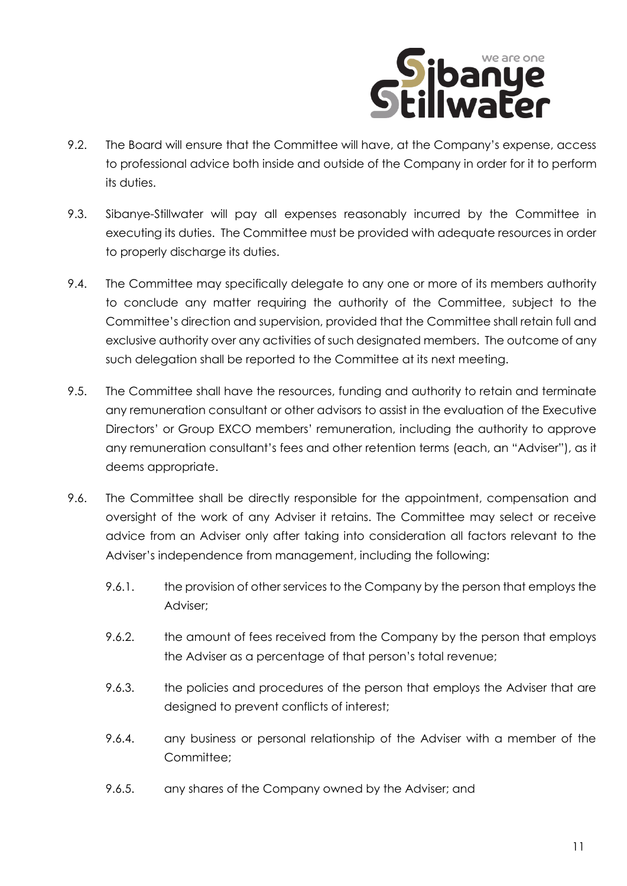9.2. The Board will ensure that the Committee will have, at the Company's expense, access to professional advice both inside and outside of the Company in order for it to perform its duties.

9.3. Sibanye-Stillwater will pay all expenses reasonably incurred by the Committee in executing its duties. The Committee must be provided with adequate resources in order to properly discharge its duties.

9.4. The Committee may specifically delegate to any one or more of its members authority to conclude any matter requiring the authority of the Committee, subject to the Committee's direction and supervision, provided that the Committee shall retain full and exclusive authority over any activities of such designated members. The outcome of any such delegation shall be reported to the Committee at its next meeting.

9.5. The Committee shall have the resources, funding and authority to retain and terminate any remuneration consultant or other advisors to assist in the evaluation of the Executive Directors' or Group EXCO members' remuneration, including the authority to approve any remuneration consultant's fees and other retention terms (each, an "Adviser"), as it deems appropriate.

9.6. The Committee shall be directly responsible for the appointment, compensation and oversight of the work of any Adviser it retains. The Committee may select or receive advice from an Adviser only after taking into consideration all factors relevant to the Adviser's independence from management, including the following:

  9.6.1. the provision of other services to the Company by the person that employs the Adviser;

  9.6.2. the amount of fees received from the Company by the person that employs the Adviser as a percentage of that person's total revenue;

  9.6.3. the policies and procedures of the person that employs the Adviser that are designed to prevent conflicts of interest;

  9.6.4. any business or personal relationship of the Adviser with a member of the Committee;

  9.6.5. any shares of the Company owned by the Adviser; and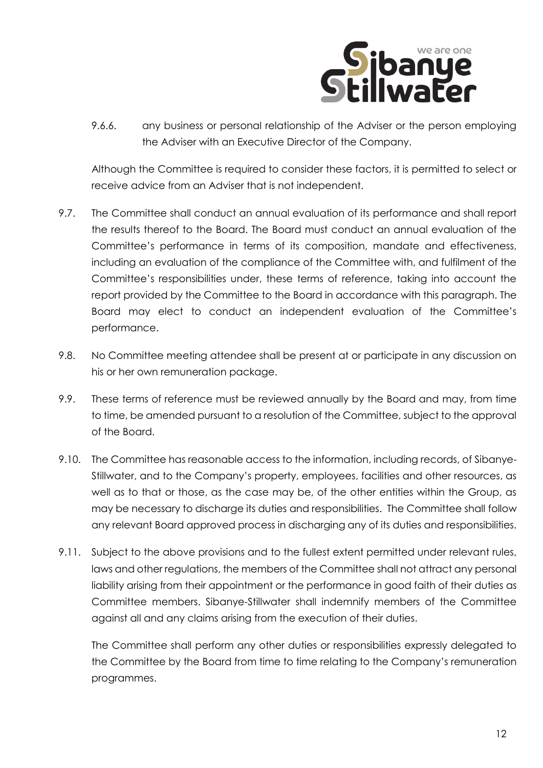9.6.6. any business or personal relationship of the Adviser or the person employing the Adviser with an Executive Director of the Company.

Although the Committee is required to consider these factors, it is permitted to select or receive advice from an Adviser that is not independent.

9.7. The Committee shall conduct an annual evaluation of its performance and shall report the results thereof to the Board. The Board must conduct an annual evaluation of the Committee's performance in terms of its composition, mandate and effectiveness, including an evaluation of the compliance of the Committee with, and fulfilment of the Committee's responsibilities under, these terms of reference, taking into account the report provided by the Committee to the Board in accordance with this paragraph. The Board may elect to conduct an independent evaluation of the Committee's performance.

9.8. No Committee meeting attendee shall be present at or participate in any discussion on his or her own remuneration package.

9.9. These terms of reference must be reviewed annually by the Board and may, from time to time, be amended pursuant to a resolution of the Committee, subject to the approval of the Board.

9.10. The Committee has reasonable access to the information, including records, of Sibanye-Stillwater, and to the Company's property, employees, facilities and other resources, as well as to that or those, as the case may be, of the other entities within the Group, as may be necessary to discharge its duties and responsibilities. The Committee shall follow any relevant Board approved process in discharging any of its duties and responsibilities.

9.11. Subject to the above provisions and to the fullest extent permitted under relevant rules, laws and other regulations, the members of the Committee shall not attract any personal liability arising from their appointment or the performance in good faith of their duties as Committee members. Sibanye-Stillwater shall indemnify members of the Committee against all and any claims arising from the execution of their duties.

The Committee shall perform any other duties or responsibilities expressly delegated to the Committee by the Board from time to time relating to the Company's remuneration programmes.